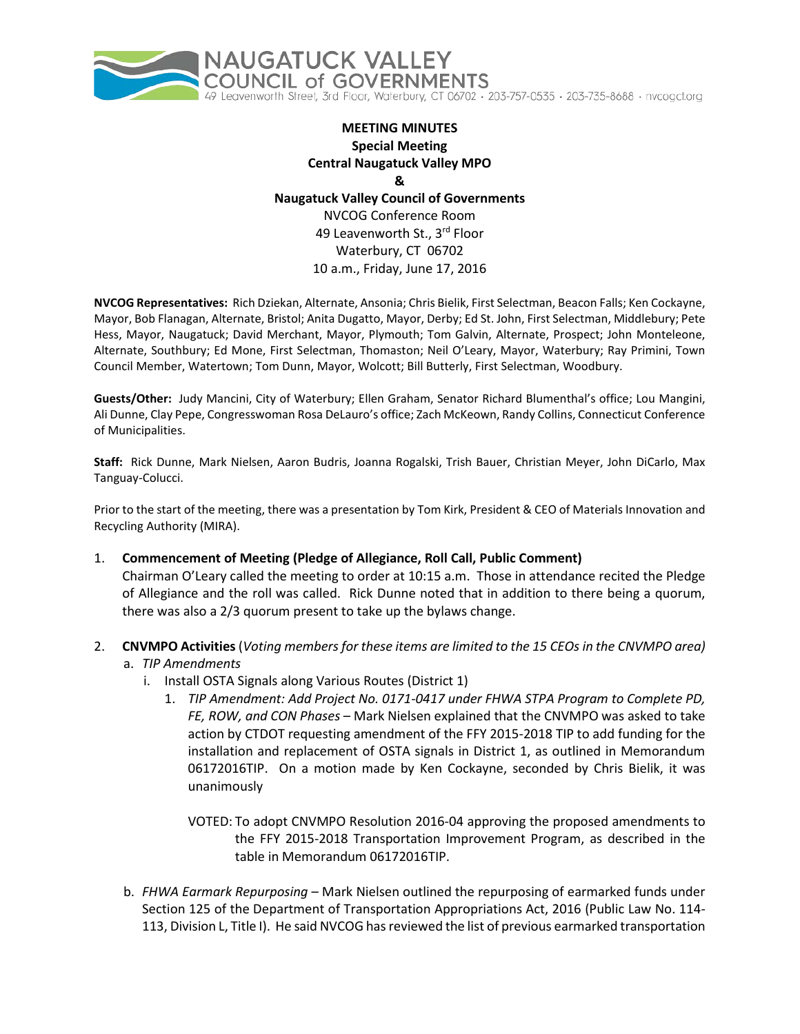NAUGATUCK VALLEY COUNCIL of GOVERNMENTS
49 Leavenworth Street, 3rd Floor, Waterbury, CT 06702 · 203-757-0535 · 203-735-8688 · nvcogct.org

**MEETING MINUTES**
**Special Meeting**
**Central Naugatuck Valley MPO**
**&**
**Naugatuck Valley Council of Governments**
NVCOG Conference Room
49 Leavenworth St., 3rd Floor
Waterbury, CT 06702
10 a.m., Friday, June 17, 2016

**NVCOG Representatives:** Rich Dziekan, Alternate, Ansonia; Chris Bielik, First Selectman, Beacon Falls; Ken Cockayne, Mayor, Bob Flanagan, Alternate, Bristol; Anita Dugatto, Mayor, Derby; Ed St. John, First Selectman, Middlebury; Pete Hess, Mayor, Naugatuck; David Merchant, Mayor, Plymouth; Tom Galvin, Alternate, Prospect; John Monteleone, Alternate, Southbury; Ed Mone, First Selectman, Thomaston; Neil O'Leary, Mayor, Waterbury; Ray Primini, Town Council Member, Watertown; Tom Dunn, Mayor, Wolcott; Bill Butterly, First Selectman, Woodbury.

**Guests/Other:** Judy Mancini, City of Waterbury; Ellen Graham, Senator Richard Blumenthal's office; Lou Mangini, Ali Dunne, Clay Pepe, Congresswoman Rosa DeLauro's office; Zach McKeown, Randy Collins, Connecticut Conference of Municipalities.

**Staff:** Rick Dunne, Mark Nielsen, Aaron Budris, Joanna Rogalski, Trish Bauer, Christian Meyer, John DiCarlo, Max Tanguay-Colucci.

Prior to the start of the meeting, there was a presentation by Tom Kirk, President & CEO of Materials Innovation and Recycling Authority (MIRA).

1. **Commencement of Meeting (Pledge of Allegiance, Roll Call, Public Comment)**
   Chairman O'Leary called the meeting to order at 10:15 a.m. Those in attendance recited the Pledge of Allegiance and the roll was called. Rick Dunne noted that in addition to there being a quorum, there was also a 2/3 quorum present to take up the bylaws change.

2. **CNVMPO Activities** (*Voting members for these items are limited to the 15 CEOs in the CNVMPO area)*
   a. *TIP Amendments*
      i. Install OSTA Signals along Various Routes (District 1)
         1. *TIP Amendment: Add Project No. 0171-0417 under FHWA STPA Program to Complete PD, FE, ROW, and CON Phases* – Mark Nielsen explained that the CNVMPO was asked to take action by CTDOT requesting amendment of the FFY 2015-2018 TIP to add funding for the installation and replacement of OSTA signals in District 1, as outlined in Memorandum 06172016TIP. On a motion made by Ken Cockayne, seconded by Chris Bielik, it was unanimously

            VOTED: To adopt CNVMPO Resolution 2016-04 approving the proposed amendments to the FFY 2015-2018 Transportation Improvement Program, as described in the table in Memorandum 06172016TIP.

   b. *FHWA Earmark Repurposing* – Mark Nielsen outlined the repurposing of earmarked funds under Section 125 of the Department of Transportation Appropriations Act, 2016 (Public Law No. 114-113, Division L, Title I). He said NVCOG has reviewed the list of previous earmarked transportation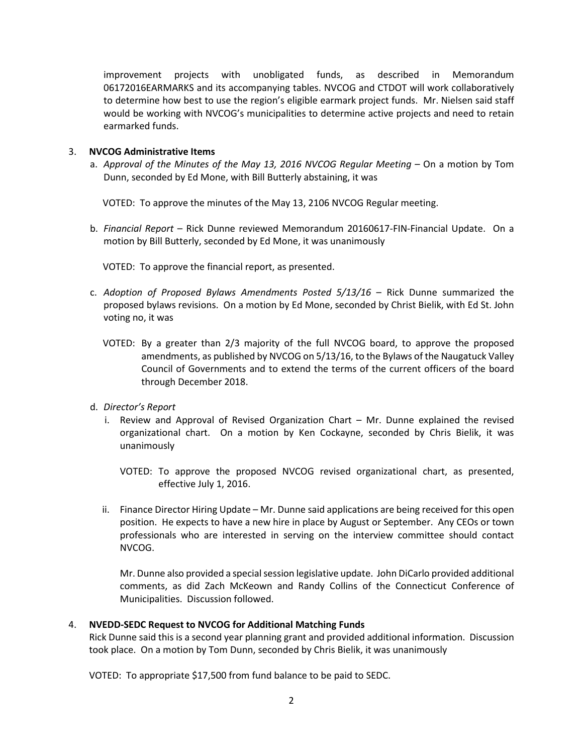improvement projects with unobligated funds, as described in Memorandum 06172016EARMARKS and its accompanying tables. NVCOG and CTDOT will work collaboratively to determine how best to use the region's eligible earmark project funds. Mr. Nielsen said staff would be working with NVCOG's municipalities to determine active projects and need to retain earmarked funds.

3. **NVCOG Administrative Items**

   a. *Approval of the Minutes of the May 13, 2016 NVCOG Regular Meeting* – On a motion by Tom Dunn, seconded by Ed Mone, with Bill Butterly abstaining, it was

      VOTED: To approve the minutes of the May 13, 2106 NVCOG Regular meeting.

   b. *Financial Report* – Rick Dunne reviewed Memorandum 20160617-FIN-Financial Update. On a motion by Bill Butterly, seconded by Ed Mone, it was unanimously

      VOTED: To approve the financial report, as presented.

   c. *Adoption of Proposed Bylaws Amendments Posted 5/13/16* – Rick Dunne summarized the proposed bylaws revisions. On a motion by Ed Mone, seconded by Christ Bielik, with Ed St. John voting no, it was

      VOTED: By a greater than 2/3 majority of the full NVCOG board, to approve the proposed amendments, as published by NVCOG on 5/13/16, to the Bylaws of the Naugatuck Valley Council of Governments and to extend the terms of the current officers of the board through December 2018.

   d. *Director's Report*

      i. Review and Approval of Revised Organization Chart – Mr. Dunne explained the revised organizational chart. On a motion by Ken Cockayne, seconded by Chris Bielik, it was unanimously

         VOTED: To approve the proposed NVCOG revised organizational chart, as presented, effective July 1, 2016.

      ii. Finance Director Hiring Update – Mr. Dunne said applications are being received for this open position. He expects to have a new hire in place by August or September. Any CEOs or town professionals who are interested in serving on the interview committee should contact NVCOG.

          Mr. Dunne also provided a special session legislative update. John DiCarlo provided additional comments, as did Zach McKeown and Randy Collins of the Connecticut Conference of Municipalities. Discussion followed.

4. **NVEDD-SEDC Request to NVCOG for Additional Matching Funds**

   Rick Dunne said this is a second year planning grant and provided additional information. Discussion took place. On a motion by Tom Dunn, seconded by Chris Bielik, it was unanimously

   VOTED: To appropriate $17,500 from fund balance to be paid to SEDC.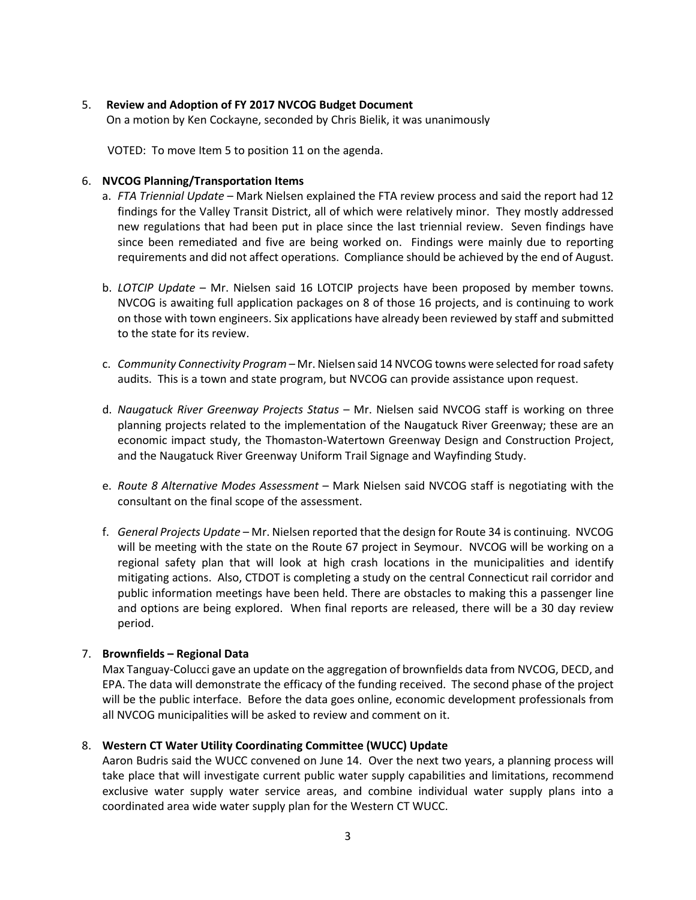5. **Review and Adoption of FY 2017 NVCOG Budget Document**
   On a motion by Ken Cockayne, seconded by Chris Bielik, it was unanimously

   VOTED: To move Item 5 to position 11 on the agenda.

6. **NVCOG Planning/Transportation Items**
   a. *FTA Triennial Update* – Mark Nielsen explained the FTA review process and said the report had 12 findings for the Valley Transit District, all of which were relatively minor. They mostly addressed new regulations that had been put in place since the last triennial review. Seven findings have since been remediated and five are being worked on. Findings were mainly due to reporting requirements and did not affect operations. Compliance should be achieved by the end of August.

   b. *LOTCIP Update* – Mr. Nielsen said 16 LOTCIP projects have been proposed by member towns. NVCOG is awaiting full application packages on 8 of those 16 projects, and is continuing to work on those with town engineers. Six applications have already been reviewed by staff and submitted to the state for its review.

   c. *Community Connectivity Program* – Mr. Nielsen said 14 NVCOG towns were selected for road safety audits. This is a town and state program, but NVCOG can provide assistance upon request.

   d. *Naugatuck River Greenway Projects Status* – Mr. Nielsen said NVCOG staff is working on three planning projects related to the implementation of the Naugatuck River Greenway; these are an economic impact study, the Thomaston-Watertown Greenway Design and Construction Project, and the Naugatuck River Greenway Uniform Trail Signage and Wayfinding Study.

   e. *Route 8 Alternative Modes Assessment* – Mark Nielsen said NVCOG staff is negotiating with the consultant on the final scope of the assessment.

   f. *General Projects Update* – Mr. Nielsen reported that the design for Route 34 is continuing. NVCOG will be meeting with the state on the Route 67 project in Seymour. NVCOG will be working on a regional safety plan that will look at high crash locations in the municipalities and identify mitigating actions. Also, CTDOT is completing a study on the central Connecticut rail corridor and public information meetings have been held. There are obstacles to making this a passenger line and options are being explored. When final reports are released, there will be a 30 day review period.

7. **Brownfields – Regional Data**
   Max Tanguay-Colucci gave an update on the aggregation of brownfields data from NVCOG, DECD, and EPA. The data will demonstrate the efficacy of the funding received. The second phase of the project will be the public interface. Before the data goes online, economic development professionals from all NVCOG municipalities will be asked to review and comment on it.

8. **Western CT Water Utility Coordinating Committee (WUCC) Update**
   Aaron Budris said the WUCC convened on June 14. Over the next two years, a planning process will take place that will investigate current public water supply capabilities and limitations, recommend exclusive water supply water service areas, and combine individual water supply plans into a coordinated area wide water supply plan for the Western CT WUCC.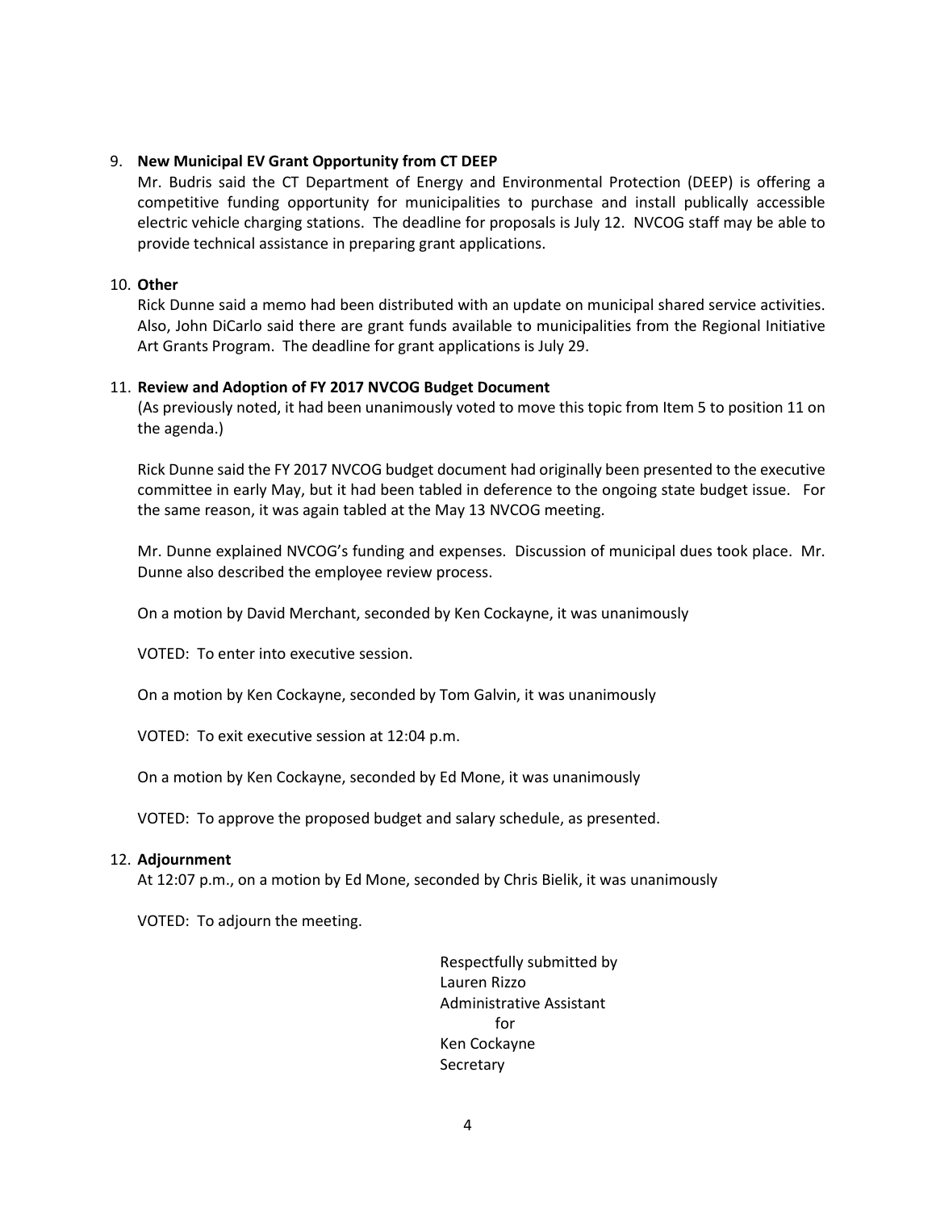9. **New Municipal EV Grant Opportunity from CT DEEP**
   Mr. Budris said the CT Department of Energy and Environmental Protection (DEEP) is offering a competitive funding opportunity for municipalities to purchase and install publically accessible electric vehicle charging stations. The deadline for proposals is July 12. NVCOG staff may be able to provide technical assistance in preparing grant applications.

10. **Other**
    Rick Dunne said a memo had been distributed with an update on municipal shared service activities. Also, John DiCarlo said there are grant funds available to municipalities from the Regional Initiative Art Grants Program. The deadline for grant applications is July 29.

11. **Review and Adoption of FY 2017 NVCOG Budget Document**
    (As previously noted, it had been unanimously voted to move this topic from Item 5 to position 11 on the agenda.)

    Rick Dunne said the FY 2017 NVCOG budget document had originally been presented to the executive committee in early May, but it had been tabled in deference to the ongoing state budget issue. For the same reason, it was again tabled at the May 13 NVCOG meeting.

    Mr. Dunne explained NVCOG's funding and expenses. Discussion of municipal dues took place. Mr. Dunne also described the employee review process.

    On a motion by David Merchant, seconded by Ken Cockayne, it was unanimously

    VOTED: To enter into executive session.

    On a motion by Ken Cockayne, seconded by Tom Galvin, it was unanimously

    VOTED: To exit executive session at 12:04 p.m.

    On a motion by Ken Cockayne, seconded by Ed Mone, it was unanimously

    VOTED: To approve the proposed budget and salary schedule, as presented.

12. **Adjournment**
    At 12:07 p.m., on a motion by Ed Mone, seconded by Chris Bielik, it was unanimously

    VOTED: To adjourn the meeting.

Respectfully submitted by
Lauren Rizzo
Administrative Assistant
for
Ken Cockayne
Secretary